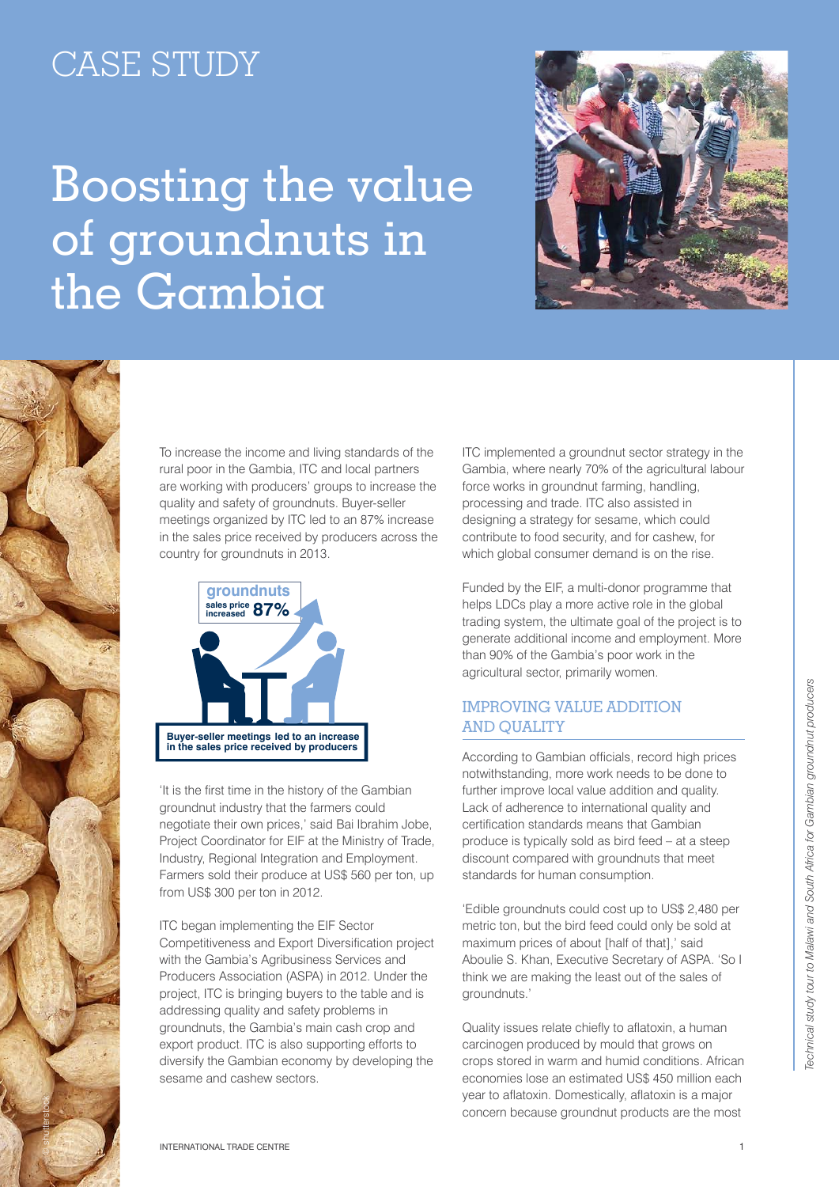# CASE STUDY

# Boosting the value of groundnuts in the Gambia

To increase the income and living standards of the rural poor in the Gambia, ITC and local partners are working with producers' groups to increase the quality and safety of groundnuts. Buyer-seller meetings organized by ITC led to an 87% increase in the sales price received by producers across the country for groundnuts in 2013.

groundnuts
sales price increased 87%
Buyer-seller meetings led to an increase in the sales price received by producers

'It is the first time in the history of the Gambian groundnut industry that the farmers could negotiate their own prices,' said Bai Ibrahim Jobe, Project Coordinator for EIF at the Ministry of Trade, Industry, Regional Integration and Employment. Farmers sold their produce at US$ 560 per ton, up from US$ 300 per ton in 2012.

ITC began implementing the EIF Sector Competitiveness and Export Diversification project with the Gambia's Agribusiness Services and Producers Association (ASPA) in 2012. Under the project, ITC is bringing buyers to the table and is addressing quality and safety problems in groundnuts, the Gambia's main cash crop and export product. ITC is also supporting efforts to diversify the Gambian economy by developing the sesame and cashew sectors.

ITC implemented a groundnut sector strategy in the Gambia, where nearly 70% of the agricultural labour force works in groundnut farming, handling, processing and trade. ITC also assisted in designing a strategy for sesame, which could contribute to food security, and for cashew, for which global consumer demand is on the rise.

Funded by the EIF, a multi-donor programme that helps LDCs play a more active role in the global trading system, the ultimate goal of the project is to generate additional income and employment. More than 90% of the Gambia's poor work in the agricultural sector, primarily women.

## IMPROVING VALUE ADDITION AND QUALITY

According to Gambian officials, record high prices notwithstanding, more work needs to be done to further improve local value addition and quality. Lack of adherence to international quality and certification standards means that Gambian produce is typically sold as bird feed – at a steep discount compared with groundnuts that meet standards for human consumption.

'Edible groundnuts could cost up to US$ 2,480 per metric ton, but the bird feed could only be sold at maximum prices of about [half of that],' said Aboulie S. Khan, Executive Secretary of ASPA. 'So I think we are making the least out of the sales of groundnuts.'

Quality issues relate chiefly to aflatoxin, a human carcinogen produced by mould that grows on crops stored in warm and humid conditions. African economies lose an estimated US$ 450 million each year to aflatoxin. Domestically, aflatoxin is a major concern because groundnut products are the most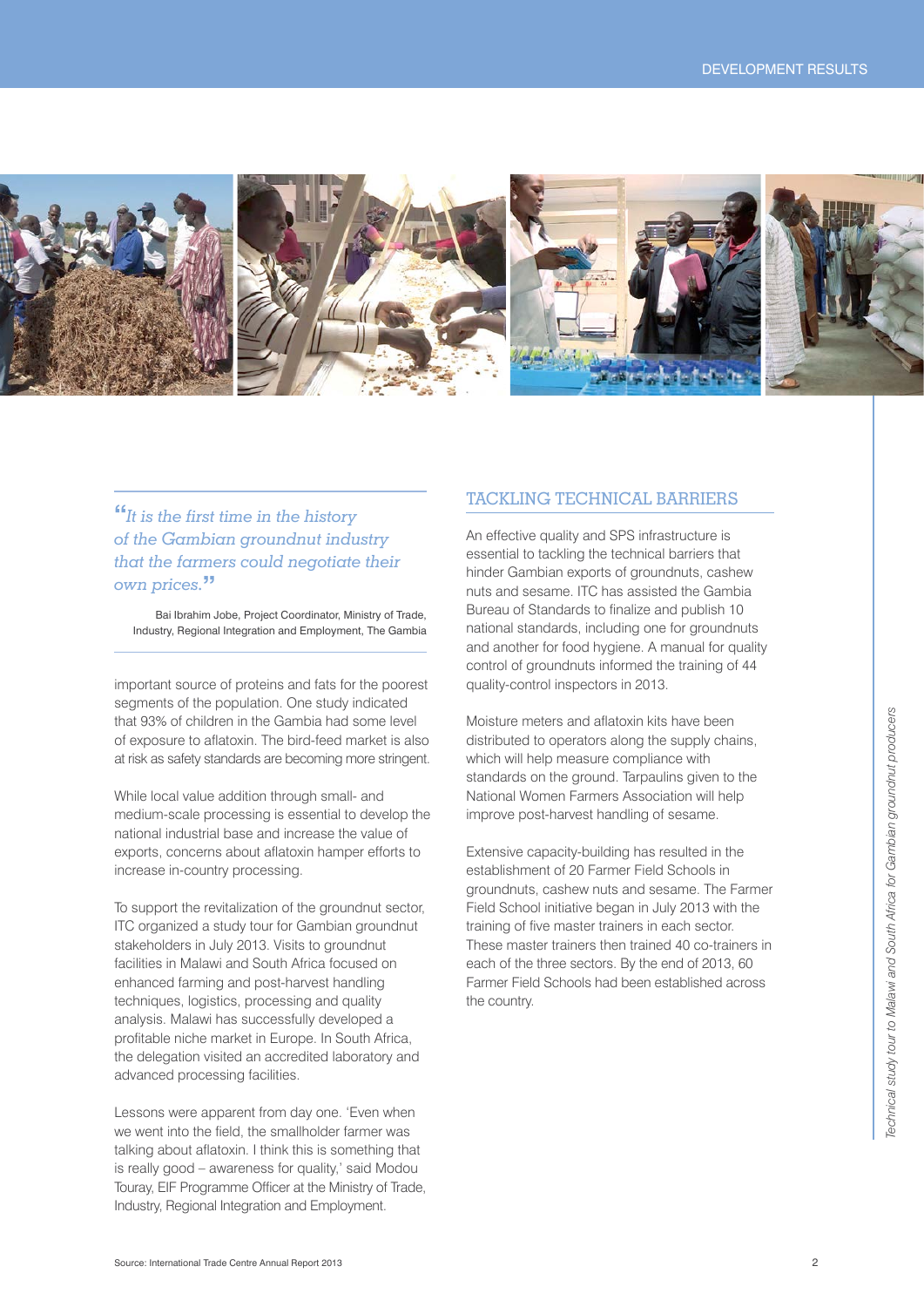> *"It is the first time in the history of the Gambian groundnut industry that the farmers could negotiate their own prices."*
>
> Bai Ibrahim Jobe, Project Coordinator, Ministry of Trade, Industry, Regional Integration and Employment, The Gambia

important source of proteins and fats for the poorest segments of the population. One study indicated that 93% of children in the Gambia had some level of exposure to aflatoxin. The bird-feed market is also at risk as safety standards are becoming more stringent.

While local value addition through small- and medium-scale processing is essential to develop the national industrial base and increase the value of exports, concerns about aflatoxin hamper efforts to increase in-country processing.

To support the revitalization of the groundnut sector, ITC organized a study tour for Gambian groundnut stakeholders in July 2013. Visits to groundnut facilities in Malawi and South Africa focused on enhanced farming and post-harvest handling techniques, logistics, processing and quality analysis. Malawi has successfully developed a profitable niche market in Europe. In South Africa, the delegation visited an accredited laboratory and advanced processing facilities.

Lessons were apparent from day one. 'Even when we went into the field, the smallholder farmer was talking about aflatoxin. I think this is something that is really good – awareness for quality,' said Modou Touray, EIF Programme Officer at the Ministry of Trade, Industry, Regional Integration and Employment.

## TACKLING TECHNICAL BARRIERS

An effective quality and SPS infrastructure is essential to tackling the technical barriers that hinder Gambian exports of groundnuts, cashew nuts and sesame. ITC has assisted the Gambia Bureau of Standards to finalize and publish 10 national standards, including one for groundnuts and another for food hygiene. A manual for quality control of groundnuts informed the training of 44 quality-control inspectors in 2013.

Moisture meters and aflatoxin kits have been distributed to operators along the supply chains, which will help measure compliance with standards on the ground. Tarpaulins given to the National Women Farmers Association will help improve post-harvest handling of sesame.

Extensive capacity-building has resulted in the establishment of 20 Farmer Field Schools in groundnuts, cashew nuts and sesame. The Farmer Field School initiative began in July 2013 with the training of five master trainers in each sector. These master trainers then trained 40 co-trainers in each of the three sectors. By the end of 2013, 60 Farmer Field Schools had been established across the country.

Source: International Trade Centre Annual Report 2013